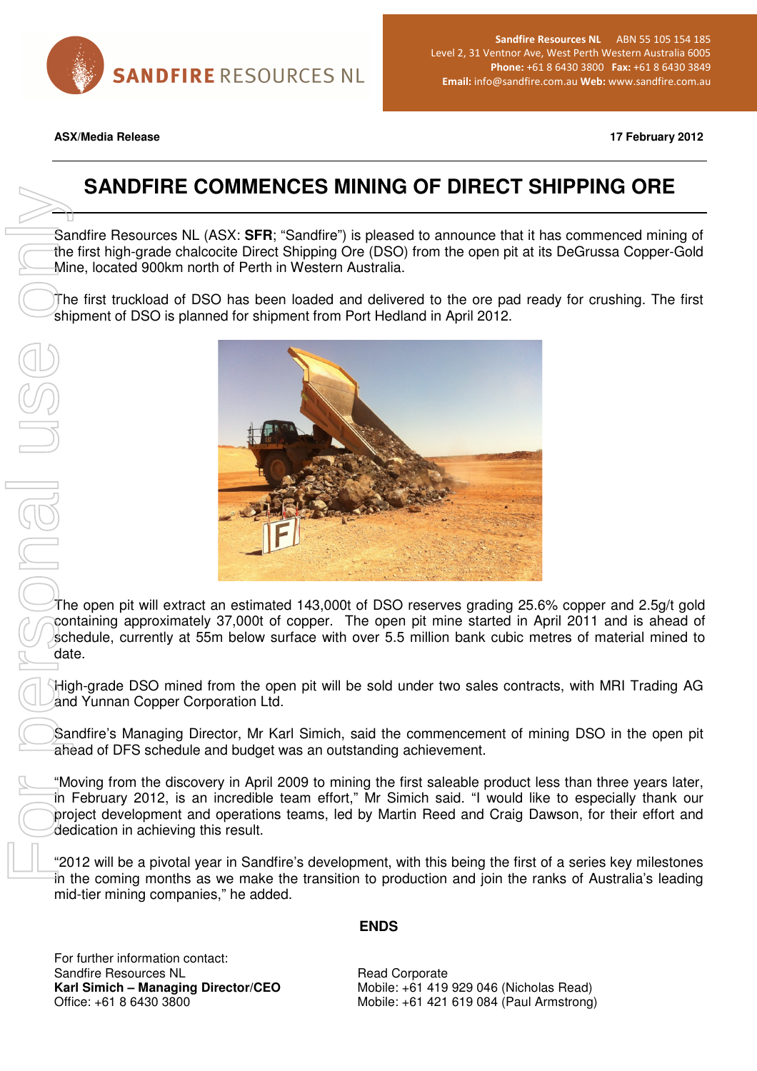**Sandfire Resources NL** ABN 55 105 154 185
Level 2, 31 Ventnor Ave, West Perth Western Australia 6005
**Phone:** +61 8 6430 3800 **Fax:** +61 8 6430 3849
**Email:** info@sandfire.com.au **Web:** www.sandfire.com.au

**ASX/Media Release** **17 February 2012**

# SANDFIRE COMMENCES MINING OF DIRECT SHIPPING ORE

Sandfire Resources NL (ASX: **SFR**; "Sandfire") is pleased to announce that it has commenced mining of the first high-grade chalcocite Direct Shipping Ore (DSO) from the open pit at its DeGrussa Copper-Gold Mine, located 900km north of Perth in Western Australia.

The first truckload of DSO has been loaded and delivered to the ore pad ready for crushing. The first shipment of DSO is planned for shipment from Port Hedland in April 2012.

The open pit will extract an estimated 143,000t of DSO reserves grading 25.6% copper and 2.5g/t gold containing approximately 37,000t of copper. The open pit mine started in April 2011 and is ahead of schedule, currently at 55m below surface with over 5.5 million bank cubic metres of material mined to date.

High-grade DSO mined from the open pit will be sold under two sales contracts, with MRI Trading AG and Yunnan Copper Corporation Ltd.

Sandfire's Managing Director, Mr Karl Simich, said the commencement of mining DSO in the open pit ahead of DFS schedule and budget was an outstanding achievement.

"Moving from the discovery in April 2009 to mining the first saleable product less than three years later, in February 2012, is an incredible team effort," Mr Simich said. "I would like to especially thank our project development and operations teams, led by Martin Reed and Craig Dawson, for their effort and dedication in achieving this result.

"2012 will be a pivotal year in Sandfire's development, with this being the first of a series key milestones in the coming months as we make the transition to production and join the ranks of Australia's leading mid-tier mining companies," he added.

**ENDS**

For further information contact:
Sandfire Resources NL
**Karl Simich – Managing Director/CEO**
Office: +61 8 6430 3800

Read Corporate
Mobile: +61 419 929 046 (Nicholas Read)
Mobile: +61 421 619 084 (Paul Armstrong)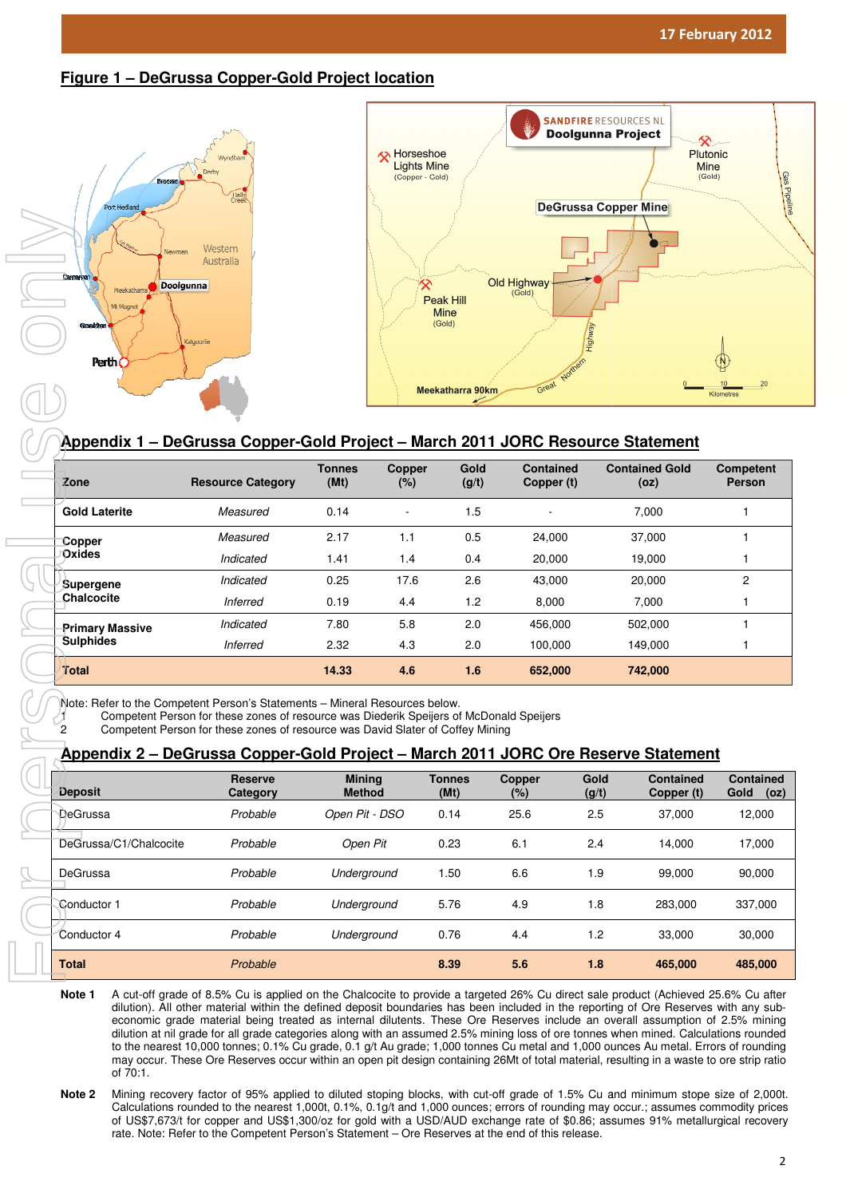## Figure 1 – DeGrussa Copper-Gold Project location

## Appendix 1 – DeGrussa Copper-Gold Project – March 2011 JORC Resource Statement

| Zone | Resource Category | Tonnes (Mt) | Copper (%) | Gold (g/t) | Contained Copper (t) | Contained Gold (oz) | Competent Person |
|---|---|---|---|---|---|---|---|
| Gold Laterite | *Measured* | 0.14 | - | 1.5 | - | 7,000 | 1 |
| Copper Oxides | *Measured* | 2.17 | 1.1 | 0.5 | 24,000 | 37,000 | 1 |
| | *Indicated* | 1.41 | 1.4 | 0.4 | 20,000 | 19,000 | 1 |
| Supergene Chalcocite | *Indicated* | 0.25 | 17.6 | 2.6 | 43,000 | 20,000 | 2 |
| | *Inferred* | 0.19 | 4.4 | 1.2 | 8,000 | 7,000 | 1 |
| Primary Massive Sulphides | *Indicated* | 7.80 | 5.8 | 2.0 | 456,000 | 502,000 | 1 |
| | *Inferred* | 2.32 | 4.3 | 2.0 | 100,000 | 149,000 | 1 |
| **Total** | | **14.33** | **4.6** | **1.6** | **652,000** | **742,000** | |

Note: Refer to the Competent Person's Statements – Mineral Resources below.
1 Competent Person for these zones of resource was Diederik Speijers of McDonald Speijers
2 Competent Person for these zones of resource was David Slater of Coffey Mining

## Appendix 2 – DeGrussa Copper-Gold Project – March 2011 JORC Ore Reserve Statement

| Deposit | Reserve Category | Mining Method | Tonnes (Mt) | Copper (%) | Gold (g/t) | Contained Copper (t) | Contained Gold (oz) |
|---|---|---|---|---|---|---|---|
| DeGrussa | *Probable* | *Open Pit - DSO* | 0.14 | 25.6 | 2.5 | 37,000 | 12,000 |
| DeGrussa/C1/Chalcocite | *Probable* | *Open Pit* | 0.23 | 6.1 | 2.4 | 14,000 | 17,000 |
| DeGrussa | *Probable* | *Underground* | 1.50 | 6.6 | 1.9 | 99,000 | 90,000 |
| Conductor 1 | *Probable* | *Underground* | 5.76 | 4.9 | 1.8 | 283,000 | 337,000 |
| Conductor 4 | *Probable* | *Underground* | 0.76 | 4.4 | 1.2 | 33,000 | 30,000 |
| **Total** | *Probable* | | **8.39** | **5.6** | **1.8** | **465,000** | **485,000** |

**Note 1** A cut-off grade of 8.5% Cu is applied on the Chalcocite to provide a targeted 26% Cu direct sale product (Achieved 25.6% Cu after dilution). All other material within the defined deposit boundaries has been included in the reporting of Ore Reserves with any sub-economic grade material being treated as internal dilutents. These Ore Reserves include an overall assumption of 2.5% mining dilution at nil grade for all grade categories along with an assumed 2.5% mining loss of ore tonnes when mined. Calculations rounded to the nearest 10,000 tonnes; 0.1% Cu grade, 0.1 g/t Au grade; 1,000 tonnes Cu metal and 1,000 ounces Au metal. Errors of rounding may occur. These Ore Reserves occur within an open pit design containing 26Mt of total material, resulting in a waste to ore strip ratio of 70:1.

**Note 2** Mining recovery factor of 95% applied to diluted stoping blocks, with cut-off grade of 1.5% Cu and minimum stope size of 2,000t. Calculations rounded to the nearest 1,000t, 0.1%, 0.1g/t and 1,000 ounces; errors of rounding may occur.; assumes commodity prices of US$7,673/t for copper and US$1,300/oz for gold with a USD/AUD exchange rate of $0.86; assumes 91% metallurgical recovery rate. Note: Refer to the Competent Person's Statement – Ore Reserves at the end of this release.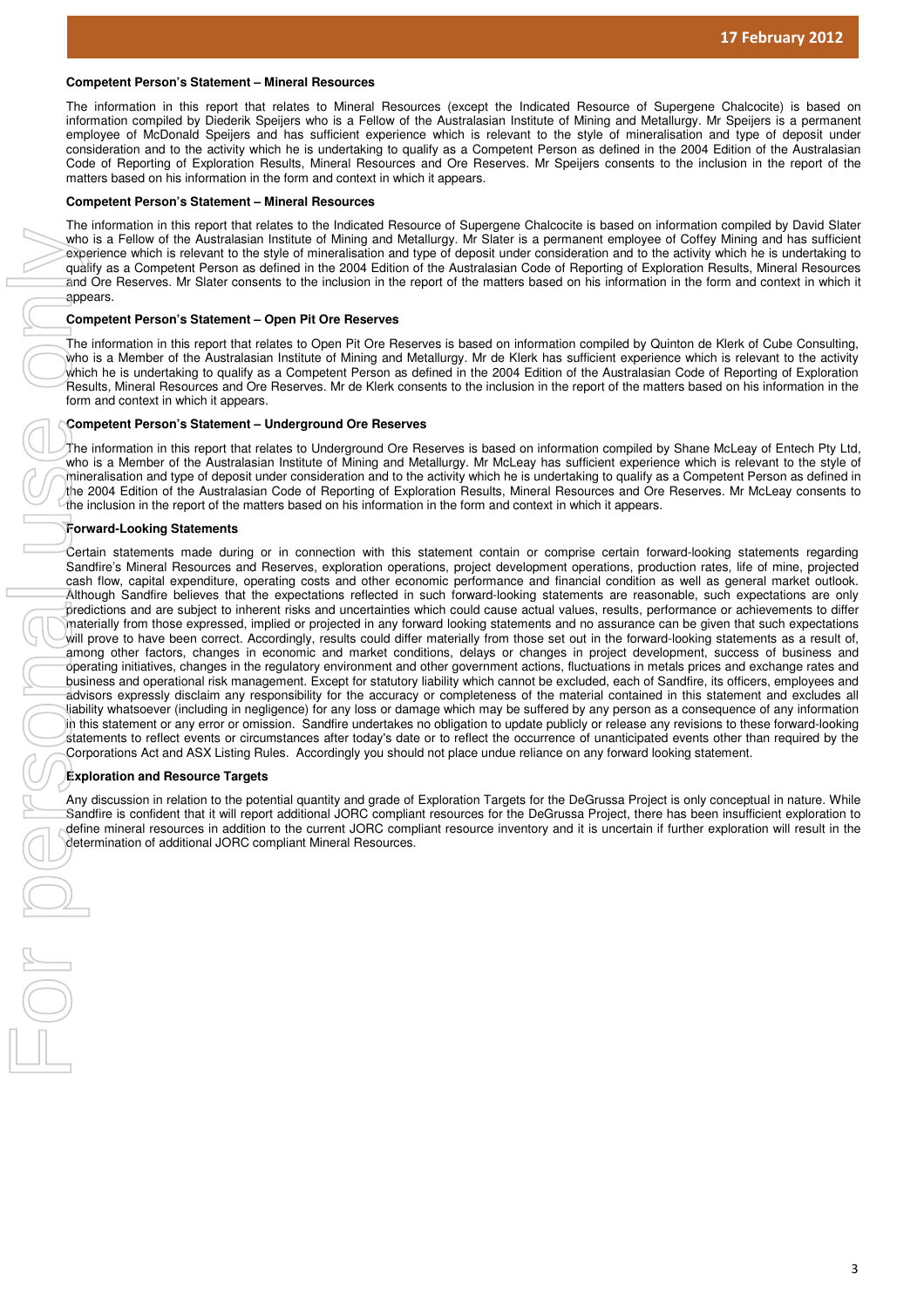**Competent Person's Statement – Mineral Resources**

The information in this report that relates to Mineral Resources (except the Indicated Resource of Supergene Chalcocite) is based on information compiled by Diederik Speijers who is a Fellow of the Australasian Institute of Mining and Metallurgy. Mr Speijers is a permanent employee of McDonald Speijers and has sufficient experience which is relevant to the style of mineralisation and type of deposit under consideration and to the activity which he is undertaking to qualify as a Competent Person as defined in the 2004 Edition of the Australasian Code of Reporting of Exploration Results, Mineral Resources and Ore Reserves. Mr Speijers consents to the inclusion in the report of the matters based on his information in the form and context in which it appears.

**Competent Person's Statement – Mineral Resources**

The information in this report that relates to the Indicated Resource of Supergene Chalcocite is based on information compiled by David Slater who is a Fellow of the Australasian Institute of Mining and Metallurgy. Mr Slater is a permanent employee of Coffey Mining and has sufficient experience which is relevant to the style of mineralisation and type of deposit under consideration and to the activity which he is undertaking to qualify as a Competent Person as defined in the 2004 Edition of the Australasian Code of Reporting of Exploration Results, Mineral Resources and Ore Reserves. Mr Slater consents to the inclusion in the report of the matters based on his information in the form and context in which it appears.

**Competent Person's Statement – Open Pit Ore Reserves**

The information in this report that relates to Open Pit Ore Reserves is based on information compiled by Quinton de Klerk of Cube Consulting, who is a Member of the Australasian Institute of Mining and Metallurgy. Mr de Klerk has sufficient experience which is relevant to the activity which he is undertaking to qualify as a Competent Person as defined in the 2004 Edition of the Australasian Code of Reporting of Exploration Results, Mineral Resources and Ore Reserves. Mr de Klerk consents to the inclusion in the report of the matters based on his information in the form and context in which it appears.

**Competent Person's Statement – Underground Ore Reserves**

The information in this report that relates to Underground Ore Reserves is based on information compiled by Shane McLeay of Entech Pty Ltd, who is a Member of the Australasian Institute of Mining and Metallurgy. Mr McLeay has sufficient experience which is relevant to the style of mineralisation and type of deposit under consideration and to the activity which he is undertaking to qualify as a Competent Person as defined in the 2004 Edition of the Australasian Code of Reporting of Exploration Results, Mineral Resources and Ore Reserves. Mr McLeay consents to the inclusion in the report of the matters based on his information in the form and context in which it appears.

**Forward-Looking Statements**

Certain statements made during or in connection with this statement contain or comprise certain forward-looking statements regarding Sandfire's Mineral Resources and Reserves, exploration operations, project development operations, production rates, life of mine, projected cash flow, capital expenditure, operating costs and other economic performance and financial condition as well as general market outlook. Although Sandfire believes that the expectations reflected in such forward-looking statements are reasonable, such expectations are only predictions and are subject to inherent risks and uncertainties which could cause actual values, results, performance or achievements to differ materially from those expressed, implied or projected in any forward looking statements and no assurance can be given that such expectations will prove to have been correct. Accordingly, results could differ materially from those set out in the forward-looking statements as a result of, among other factors, changes in economic and market conditions, delays or changes in project development, success of business and operating initiatives, changes in the regulatory environment and other government actions, fluctuations in metals prices and exchange rates and business and operational risk management. Except for statutory liability which cannot be excluded, each of Sandfire, its officers, employees and advisors expressly disclaim any responsibility for the accuracy or completeness of the material contained in this statement and excludes all liability whatsoever (including in negligence) for any loss or damage which may be suffered by any person as a consequence of any information in this statement or any error or omission. Sandfire undertakes no obligation to update publicly or release any revisions to these forward-looking statements to reflect events or circumstances after today's date or to reflect the occurrence of unanticipated events other than required by the Corporations Act and ASX Listing Rules. Accordingly you should not place undue reliance on any forward looking statement.

**Exploration and Resource Targets**

Any discussion in relation to the potential quantity and grade of Exploration Targets for the DeGrussa Project is only conceptual in nature. While Sandfire is confident that it will report additional JORC compliant resources for the DeGrussa Project, there has been insufficient exploration to define mineral resources in addition to the current JORC compliant resource inventory and it is uncertain if further exploration will result in the determination of additional JORC compliant Mineral Resources.